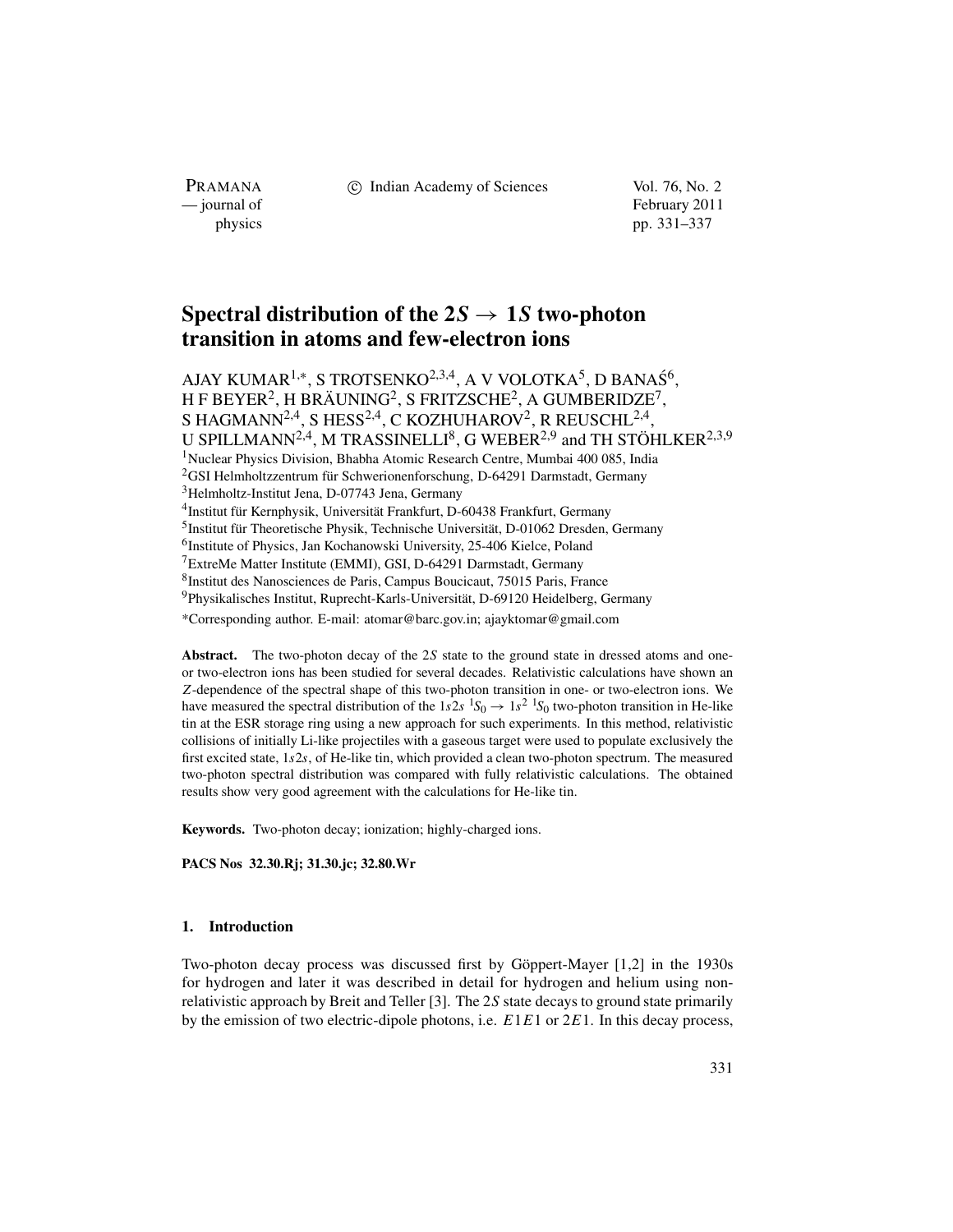# Spectral distribution of the $2S \rightarrow 1S$ two-photon transition in atoms and few-electron ions

AJAY KUMAR[1,*], S TROTSENKO[2,3,4], A V VOLOTKA[5], D BANAŚ[6], H F BEYER[2], H BRÄUNING[2], S FRITZSCHE[2], A GUMBERIDZE[7], S HAGMANN[2,4], S HESS[2,4], C KOZHUHAROV[2], R REUSCHL[2,4], U SPILLMANN[2,4], M TRASSINELLI[8], G WEBER[2,9] and TH STÖHLKER[2,3,9]

[1]Nuclear Physics Division, Bhabha Atomic Research Centre, Mumbai 400 085, India
[2]GSI Helmholtzzentrum für Schwerionenforschung, D-64291 Darmstadt, Germany
[3]Helmholtz-Institut Jena, D-07743 Jena, Germany
[4]Institut für Kernphysik, Universität Frankfurt, D-60438 Frankfurt, Germany
[5]Institut für Theoretische Physik, Technische Universität, D-01062 Dresden, Germany
[6]Institute of Physics, Jan Kochanowski University, 25-406 Kielce, Poland
[7]ExtreMe Matter Institute (EMMI), GSI, D-64291 Darmstadt, Germany
[8]Institut des Nanosciences de Paris, Campus Boucicaut, 75015 Paris, France
[9]Physikalisches Institut, Ruprecht-Karls-Universität, D-69120 Heidelberg, Germany
*Corresponding author. E-mail: atomar@barc.gov.in; ajayktomar@gmail.com

**Abstract.** The two-photon decay of the $2S$ state to the ground state in dressed atoms and one- or two-electron ions has been studied for several decades. Relativistic calculations have shown an $Z$-dependence of the spectral shape of this two-photon transition in one- or two-electron ions. We have measured the spectral distribution of the $1s2s\ ^1S_0 \rightarrow 1s^2\ ^1S_0$ two-photon transition in He-like tin at the ESR storage ring using a new approach for such experiments. In this method, relativistic collisions of initially Li-like projectiles with a gaseous target were used to populate exclusively the first excited state, $1s2s$, of He-like tin, which provided a clean two-photon spectrum. The measured two-photon spectral distribution was compared with fully relativistic calculations. The obtained results show very good agreement with the calculations for He-like tin.

**Keywords.** Two-photon decay; ionization; highly-charged ions.

**PACS Nos 32.30.Rj; 31.30.jc; 32.80.Wr**

## 1. Introduction

Two-photon decay process was discussed first by Göppert-Mayer [1,2] in the 1930s for hydrogen and later it was described in detail for hydrogen and helium using non-relativistic approach by Breit and Teller [3]. The $2S$ state decays to ground state primarily by the emission of two electric-dipole photons, i.e. $E1E1$ or $2E1$. In this decay process,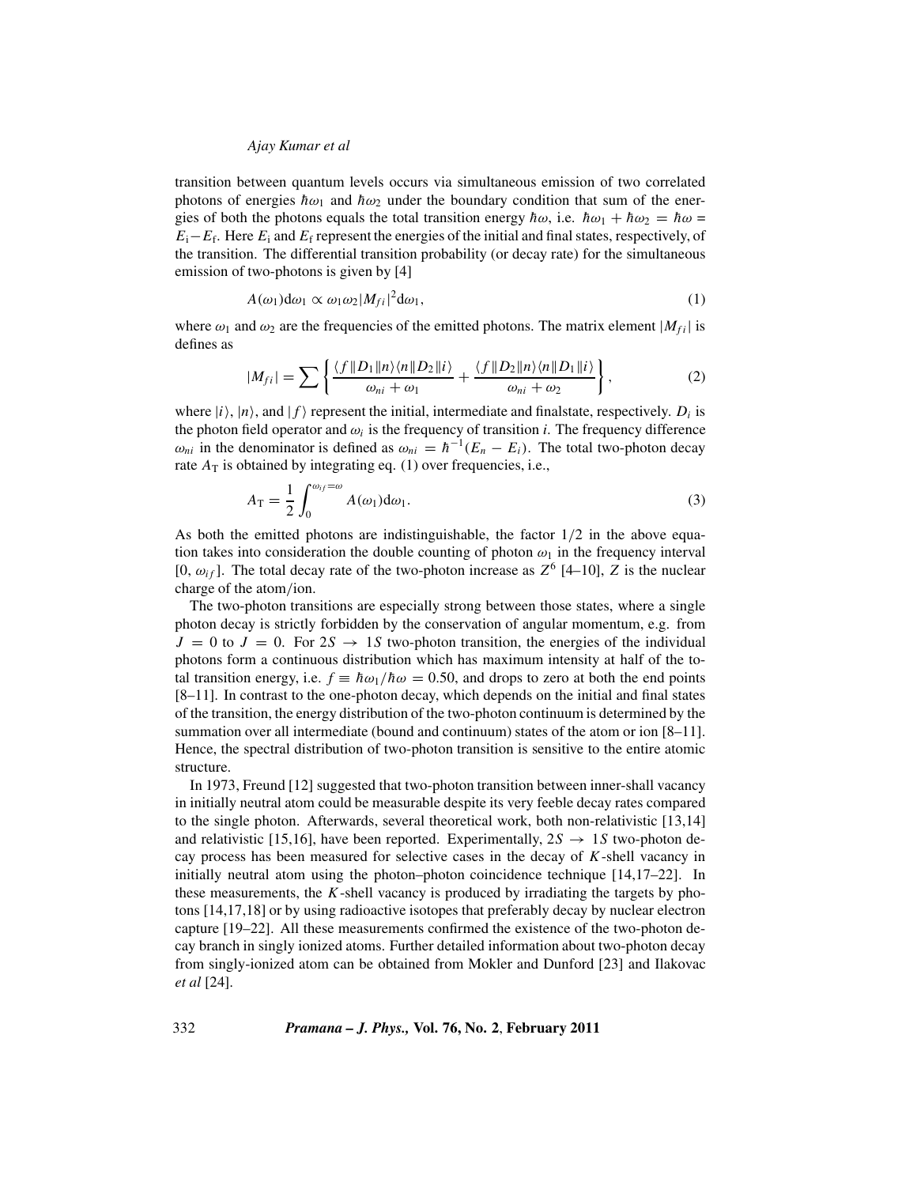transition between quantum levels occurs via simultaneous emission of two correlated photons of energies $\hbar\omega_1$ and $\hbar\omega_2$ under the boundary condition that sum of the energies of both the photons equals the total transition energy $\hbar\omega$, i.e. $\hbar\omega_1 + \hbar\omega_2 = \hbar\omega = E_\mathrm{i} - E_\mathrm{f}$. Here $E_\mathrm{i}$ and $E_\mathrm{f}$ represent the energies of the initial and final states, respectively, of the transition. The differential transition probability (or decay rate) for the simultaneous emission of two-photons is given by [4]

$$A(\omega_1)\mathrm{d}\omega_1 \propto \omega_1\omega_2|M_{fi}|^2\mathrm{d}\omega_1, \tag{1}$$

where $\omega_1$ and $\omega_2$ are the frequencies of the emitted photons. The matrix element $|M_{fi}|$ is defines as

$$|M_{fi}| = \sum\left\{\frac{\langle f\|D_1\|n\rangle\langle n\|D_2\|i\rangle}{\omega_{ni}+\omega_1} + \frac{\langle f\|D_2\|n\rangle\langle n\|D_1\|i\rangle}{\omega_{ni}+\omega_2}\right\}, \tag{2}$$

where $|i\rangle$, $|n\rangle$, and $|f\rangle$ represent the initial, intermediate and finalstate, respectively. $D_i$ is the photon field operator and $\omega_i$ is the frequency of transition $i$. The frequency difference $\omega_{ni}$ in the denominator is defined as $\omega_{ni} = \hbar^{-1}(E_n - E_i)$. The total two-photon decay rate $A_\mathrm{T}$ is obtained by integrating eq. (1) over frequencies, i.e.,

$$A_\mathrm{T} = \frac{1}{2}\int_0^{\omega_{if}=\omega} A(\omega_1)\mathrm{d}\omega_1. \tag{3}$$

As both the emitted photons are indistinguishable, the factor $1/2$ in the above equation takes into consideration the double counting of photon $\omega_1$ in the frequency interval $[0, \omega_{if}]$. The total decay rate of the two-photon increase as $Z^6$ [4–10], $Z$ is the nuclear charge of the atom/ion.

The two-photon transitions are especially strong between those states, where a single photon decay is strictly forbidden by the conservation of angular momentum, e.g. from $J = 0$ to $J = 0$. For $2S \to 1S$ two-photon transition, the energies of the individual photons form a continuous distribution which has maximum intensity at half of the total transition energy, i.e. $f \equiv \hbar\omega_1/\hbar\omega = 0.50$, and drops to zero at both the end points [8–11]. In contrast to the one-photon decay, which depends on the initial and final states of the transition, the energy distribution of the two-photon continuum is determined by the summation over all intermediate (bound and continuum) states of the atom or ion [8–11]. Hence, the spectral distribution of two-photon transition is sensitive to the entire atomic structure.

In 1973, Freund [12] suggested that two-photon transition between inner-shall vacancy in initially neutral atom could be measurable despite its very feeble decay rates compared to the single photon. Afterwards, several theoretical work, both non-relativistic [13,14] and relativistic [15,16], have been reported. Experimentally, $2S \to 1S$ two-photon decay process has been measured for selective cases in the decay of $K$-shell vacancy in initially neutral atom using the photon–photon coincidence technique [14,17–22]. In these measurements, the $K$-shell vacancy is produced by irradiating the targets by photons [14,17,18] or by using radioactive isotopes that preferably decay by nuclear electron capture [19–22]. All these measurements confirmed the existence of the two-photon decay branch in singly ionized atoms. Further detailed information about two-photon decay from singly-ionized atom can be obtained from Mokler and Dunford [23] and Ilakovac *et al* [24].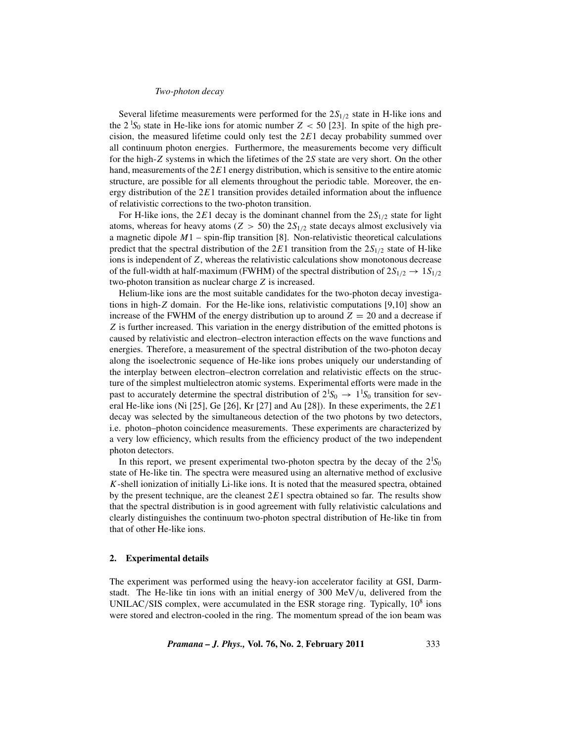Several lifetime measurements were performed for the $2S_{1/2}$ state in H-like ions and the $2\,^1S_0$ state in He-like ions for atomic number $Z < 50$ [23]. In spite of the high precision, the measured lifetime could only test the $2E1$ decay probability summed over all continuum photon energies. Furthermore, the measurements become very difficult for the high-$Z$ systems in which the lifetimes of the $2S$ state are very short. On the other hand, measurements of the $2E1$ energy distribution, which is sensitive to the entire atomic structure, are possible for all elements throughout the periodic table. Moreover, the energy distribution of the $2E1$ transition provides detailed information about the influence of relativistic corrections to the two-photon transition.

For H-like ions, the $2E1$ decay is the dominant channel from the $2S_{1/2}$ state for light atoms, whereas for heavy atoms ($Z > 50$) the $2S_{1/2}$ state decays almost exclusively via a magnetic dipole $M1$ – spin-flip transition [8]. Non-relativistic theoretical calculations predict that the spectral distribution of the $2E1$ transition from the $2S_{1/2}$ state of H-like ions is independent of $Z$, whereas the relativistic calculations show monotonous decrease of the full-width at half-maximum (FWHM) of the spectral distribution of $2S_{1/2} \rightarrow 1S_{1/2}$ two-photon transition as nuclear charge $Z$ is increased.

Helium-like ions are the most suitable candidates for the two-photon decay investigations in high-$Z$ domain. For the He-like ions, relativistic computations [9,10] show an increase of the FWHM of the energy distribution up to around $Z = 20$ and a decrease if $Z$ is further increased. This variation in the energy distribution of the emitted photons is caused by relativistic and electron–electron interaction effects on the wave functions and energies. Therefore, a measurement of the spectral distribution of the two-photon decay along the isoelectronic sequence of He-like ions probes uniquely our understanding of the interplay between electron–electron correlation and relativistic effects on the structure of the simplest multielectron atomic systems. Experimental efforts were made in the past to accurately determine the spectral distribution of $2^1S_0 \rightarrow 1^1S_0$ transition for several He-like ions (Ni [25], Ge [26], Kr [27] and Au [28]). In these experiments, the $2E1$ decay was selected by the simultaneous detection of the two photons by two detectors, i.e. photon–photon coincidence measurements. These experiments are characterized by a very low efficiency, which results from the efficiency product of the two independent photon detectors.

In this report, we present experimental two-photon spectra by the decay of the $2^1S_0$ state of He-like tin. The spectra were measured using an alternative method of exclusive $K$-shell ionization of initially Li-like ions. It is noted that the measured spectra, obtained by the present technique, are the cleanest $2E1$ spectra obtained so far. The results show that the spectral distribution is in good agreement with fully relativistic calculations and clearly distinguishes the continuum two-photon spectral distribution of He-like tin from that of other He-like ions.

## 2. Experimental details

The experiment was performed using the heavy-ion accelerator facility at GSI, Darmstadt. The He-like tin ions with an initial energy of 300 MeV/u, delivered from the UNILAC/SIS complex, were accumulated in the ESR storage ring. Typically, $10^8$ ions were stored and electron-cooled in the ring. The momentum spread of the ion beam was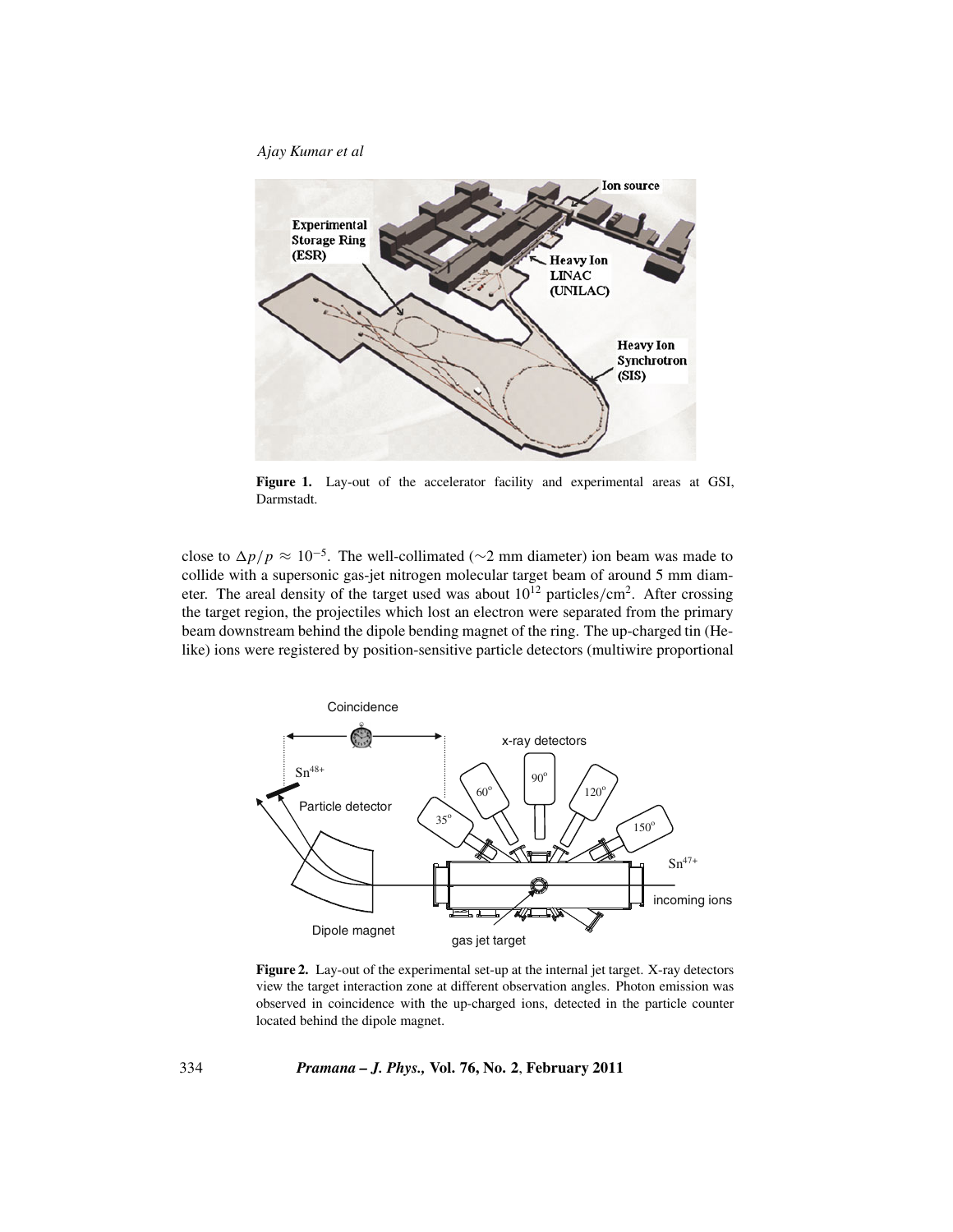Figure 1. Lay-out of the accelerator facility and experimental areas at GSI, Darmstadt.

close to $\Delta p/p \approx 10^{-5}$. The well-collimated (∼2 mm diameter) ion beam was made to collide with a supersonic gas-jet nitrogen molecular target beam of around 5 mm diameter. The areal density of the target used was about $10^{12}$ particles/cm$^2$. After crossing the target region, the projectiles which lost an electron were separated from the primary beam downstream behind the dipole bending magnet of the ring. The up-charged tin (He-like) ions were registered by position-sensitive particle detectors (multiwire proportional

Figure 2. Lay-out of the experimental set-up at the internal jet target. X-ray detectors view the target interaction zone at different observation angles. Photon emission was observed in coincidence with the up-charged ions, detected in the particle counter located behind the dipole magnet.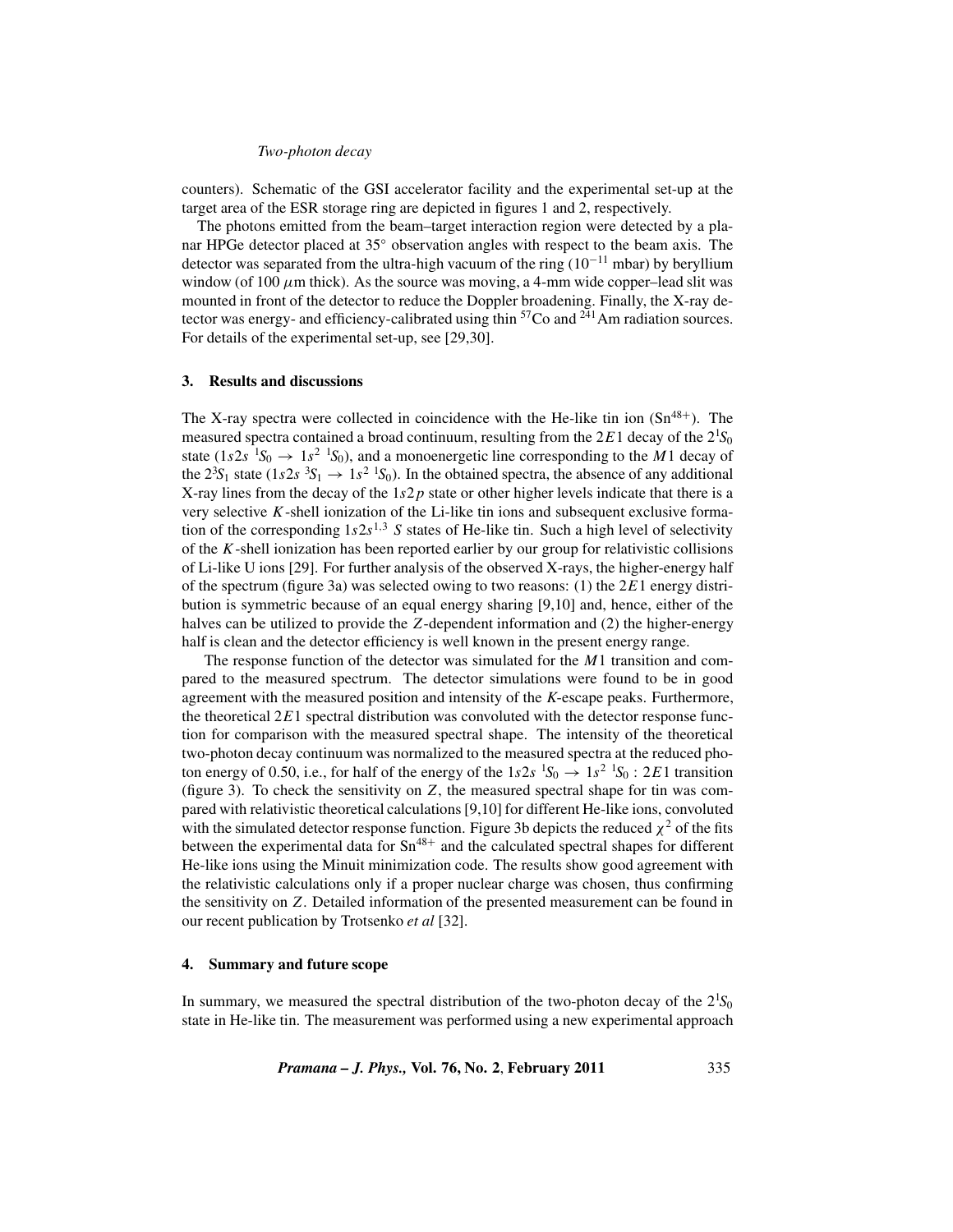counters). Schematic of the GSI accelerator facility and the experimental set-up at the target area of the ESR storage ring are depicted in figures 1 and 2, respectively.

The photons emitted from the beam–target interaction region were detected by a planar HPGe detector placed at 35° observation angles with respect to the beam axis. The detector was separated from the ultra-high vacuum of the ring ($10^{-11}$ mbar) by beryllium window (of 100 $\mu$m thick). As the source was moving, a 4-mm wide copper–lead slit was mounted in front of the detector to reduce the Doppler broadening. Finally, the X-ray detector was energy- and efficiency-calibrated using thin $^{57}$Co and $^{241}$Am radiation sources. For details of the experimental set-up, see [29,30].

## 3. Results and discussions

The X-ray spectra were collected in coincidence with the He-like tin ion ($Sn^{48+}$). The measured spectra contained a broad continuum, resulting from the $2E1$ decay of the $2^1S_0$ state ($1s2s\ ^1S_0 \rightarrow 1s^2\ ^1S_0$), and a monoenergetic line corresponding to the $M1$ decay of the $2^3S_1$ state ($1s2s\ ^3S_1 \rightarrow 1s^2\ ^1S_0$). In the obtained spectra, the absence of any additional X-ray lines from the decay of the $1s2p$ state or other higher levels indicate that there is a very selective $K$-shell ionization of the Li-like tin ions and subsequent exclusive formation of the corresponding $1s2s^{1,3}\ S$ states of He-like tin. Such a high level of selectivity of the $K$-shell ionization has been reported earlier by our group for relativistic collisions of Li-like U ions [29]. For further analysis of the observed X-rays, the higher-energy half of the spectrum (figure 3a) was selected owing to two reasons: (1) the $2E1$ energy distribution is symmetric because of an equal energy sharing [9,10] and, hence, either of the halves can be utilized to provide the $Z$-dependent information and (2) the higher-energy half is clean and the detector efficiency is well known in the present energy range.

The response function of the detector was simulated for the $M1$ transition and compared to the measured spectrum. The detector simulations were found to be in good agreement with the measured position and intensity of the $K$-escape peaks. Furthermore, the theoretical $2E1$ spectral distribution was convoluted with the detector response function for comparison with the measured spectral shape. The intensity of the theoretical two-photon decay continuum was normalized to the measured spectra at the reduced photon energy of 0.50, i.e., for half of the energy of the $1s2s\ ^1S_0 \rightarrow 1s^2\ ^1S_0 : 2E1$ transition (figure 3). To check the sensitivity on $Z$, the measured spectral shape for tin was compared with relativistic theoretical calculations [9,10] for different He-like ions, convoluted with the simulated detector response function. Figure 3b depicts the reduced $\chi^2$ of the fits between the experimental data for $Sn^{48+}$ and the calculated spectral shapes for different He-like ions using the Minuit minimization code. The results show good agreement with the relativistic calculations only if a proper nuclear charge was chosen, thus confirming the sensitivity on $Z$. Detailed information of the presented measurement can be found in our recent publication by Trotsenko *et al* [32].

## 4. Summary and future scope

In summary, we measured the spectral distribution of the two-photon decay of the $2^1S_0$ state in He-like tin. The measurement was performed using a new experimental approach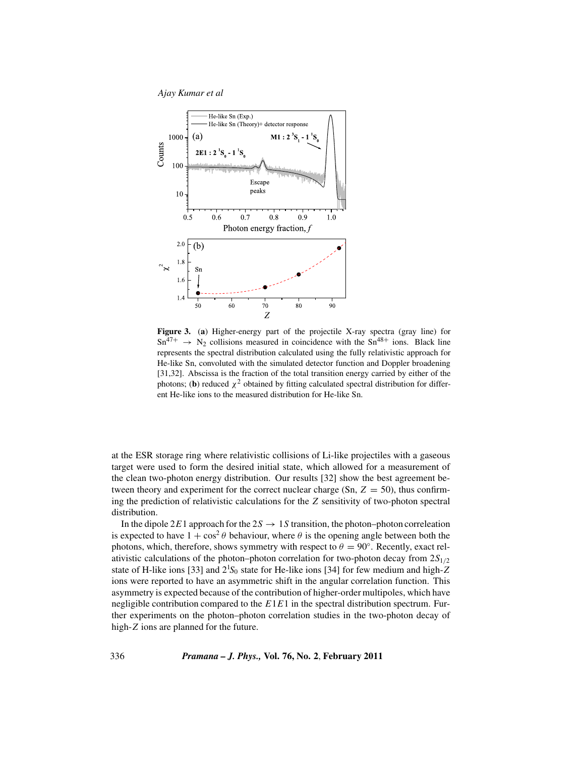He-like Sn (Exp.)
He-like Sn (Theory)+ detector response

(a)

M1 : $2\,^3S_1$ - $1\,^1S_0$

2E1 : $2\,^1S_0$ - $1\,^1S_0$

Escape peaks

Counts

1000
100
10

0.5 0.6 0.7 0.8 0.9 1.0

Photon energy fraction, $f$

(b)

Sn

$\chi^2$

2.0
1.8
1.6
1.4

50 60 70 80 90

$Z$

**Figure 3.** (**a**) Higher-energy part of the projectile X-ray spectra (gray line) for $Sn^{47+} \rightarrow N_2$ collisions measured in coincidence with the $Sn^{48+}$ ions. Black line represents the spectral distribution calculated using the fully relativistic approach for He-like Sn, convoluted with the simulated detector function and Doppler broadening [31,32]. Abscissa is the fraction of the total transition energy carried by either of the photons; (**b**) reduced $\chi^2$ obtained by fitting calculated spectral distribution for different He-like ions to the measured distribution for He-like Sn.

at the ESR storage ring where relativistic collisions of Li-like projectiles with a gaseous target were used to form the desired initial state, which allowed for a measurement of the clean two-photon energy distribution. Our results [32] show the best agreement between theory and experiment for the correct nuclear charge (Sn, $Z = 50$), thus confirming the prediction of relativistic calculations for the $Z$ sensitivity of two-photon spectral distribution.

In the dipole $2E1$ approach for the $2S \rightarrow 1S$ transition, the photon–photon correleation is expected to have $1 + \cos^2\theta$ behaviour, where $\theta$ is the opening angle between both the photons, which, therefore, shows symmetry with respect to $\theta = 90°$. Recently, exact relativistic calculations of the photon–photon correlation for two-photon decay from $2S_{1/2}$ state of H-like ions [33] and $2^1S_0$ state for He-like ions [34] for few medium and high-$Z$ ions were reported to have an asymmetric shift in the angular correlation function. This asymmetry is expected because of the contribution of higher-order multipoles, which have negligible contribution compared to the $E1E1$ in the spectral distribution spectrum. Further experiments on the photon–photon correlation studies in the two-photon decay of high-$Z$ ions are planned for the future.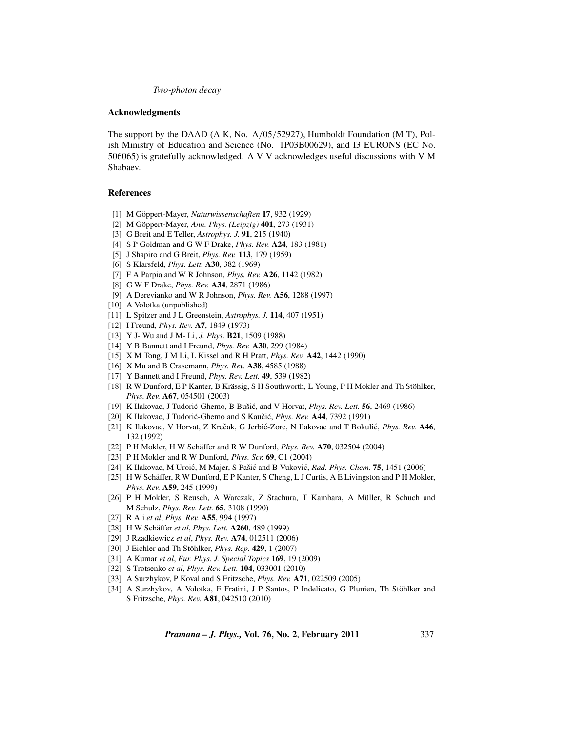## Acknowledgments

The support by the DAAD (A K, No. A/05/52927), Humboldt Foundation (M T), Polish Ministry of Education and Science (No. 1P03B00629), and I3 EURONS (EC No. 506065) is gratefully acknowledged. A V V acknowledges useful discussions with V M Shabaev.

## References

[1] M Göppert-Mayer, *Naturwissenschaften* **17**, 932 (1929)
[2] M Göppert-Mayer, *Ann. Phys. (Leipzig)* **401**, 273 (1931)
[3] G Breit and E Teller, *Astrophys. J.* **91**, 215 (1940)
[4] S P Goldman and G W F Drake, *Phys. Rev.* **A24**, 183 (1981)
[5] J Shapiro and G Breit, *Phys. Rev.* **113**, 179 (1959)
[6] S Klarsfeld, *Phys. Lett.* **A30**, 382 (1969)
[7] F A Parpia and W R Johnson, *Phys. Rev.* **A26**, 1142 (1982)
[8] G W F Drake, *Phys. Rev.* **A34**, 2871 (1986)
[9] A Derevianko and W R Johnson, *Phys. Rev.* **A56**, 1288 (1997)
[10] A Volotka (unpublished)
[11] L Spitzer and J L Greenstein, *Astrophys. J.* **114**, 407 (1951)
[12] I Freund, *Phys. Rev.* **A7**, 1849 (1973)
[13] Y J- Wu and J M- Li, *J. Phys.* **B21**, 1509 (1988)
[14] Y B Bannett and I Freund, *Phys. Rev.* **A30**, 299 (1984)
[15] X M Tong, J M Li, L Kissel and R H Pratt, *Phys. Rev.* **A42**, 1442 (1990)
[16] X Mu and B Crasemann, *Phys. Rev.* **A38**, 4585 (1988)
[17] Y Bannett and I Freund, *Phys. Rev. Lett.* **49**, 539 (1982)
[18] R W Dunford, E P Kanter, B Krässig, S H Southworth, L Young, P H Mokler and Th Stöhlker, *Phys. Rev.* **A67**, 054501 (2003)
[19] K Ilakovac, J Tudorić-Ghemo, B Bušić, and V Horvat, *Phys. Rev. Lett.* **56**, 2469 (1986)
[20] K Ilakovac, J Tudorić-Ghemo and S Kaučić, *Phys. Rev.* **A44**, 7392 (1991)
[21] K Ilakovac, V Horvat, Z Krečak, G Jerbić-Zorc, N Ilakovac and T Bokulić, *Phys. Rev.* **A46**, 132 (1992)
[22] P H Mokler, H W Schäffer and R W Dunford, *Phys. Rev.* **A70**, 032504 (2004)
[23] P H Mokler and R W Dunford, *Phys. Scr.* **69**, C1 (2004)
[24] K Ilakovac, M Uroić, M Majer, S Pašić and B Vuković, *Rad. Phys. Chem.* **75**, 1451 (2006)
[25] H W Schäffer, R W Dunford, E P Kanter, S Cheng, L J Curtis, A E Livingston and P H Mokler, *Phys. Rev.* **A59**, 245 (1999)
[26] P H Mokler, S Reusch, A Warczak, Z Stachura, T Kambara, A Müller, R Schuch and M Schulz, *Phys. Rev. Lett.* **65**, 3108 (1990)
[27] R Ali *et al*, *Phys. Rev.* **A55**, 994 (1997)
[28] H W Schäffer *et al*, *Phys. Lett.* **A260**, 489 (1999)
[29] J Rzadkiewicz *et al*, *Phys. Rev.* **A74**, 012511 (2006)
[30] J Eichler and Th Stöhlker, *Phys. Rep.* **429**, 1 (2007)
[31] A Kumar *et al*, *Eur. Phys. J. Special Topics* **169**, 19 (2009)
[32] S Trotsenko *et al*, *Phys. Rev. Lett.* **104**, 033001 (2010)
[33] A Surzhykov, P Koval and S Fritzsche, *Phys. Rev.* **A71**, 022509 (2005)
[34] A Surzhykov, A Volotka, F Fratini, J P Santos, P Indelicato, G Plunien, Th Stöhlker and S Fritzsche, *Phys. Rev.* **A81**, 042510 (2010)